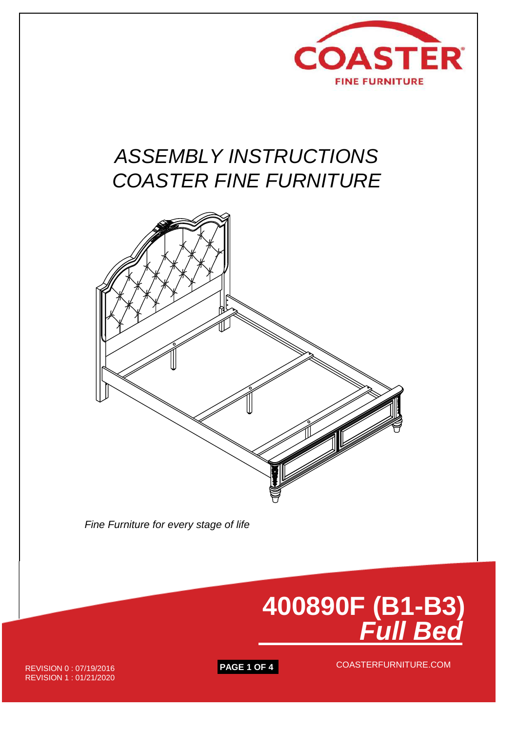COASTER

FINE FURNITURE

# ASSEMBLY INSTRUCTIONS
# COASTER FINE FURNITURE

*Fine Furniture for every stage of life*

## 400890F (B1-B3)
## ***Full Bed***

REVISION 0 : 07/19/2016
REVISION 1 : 01/21/2020

COASTERFURNITURE.COM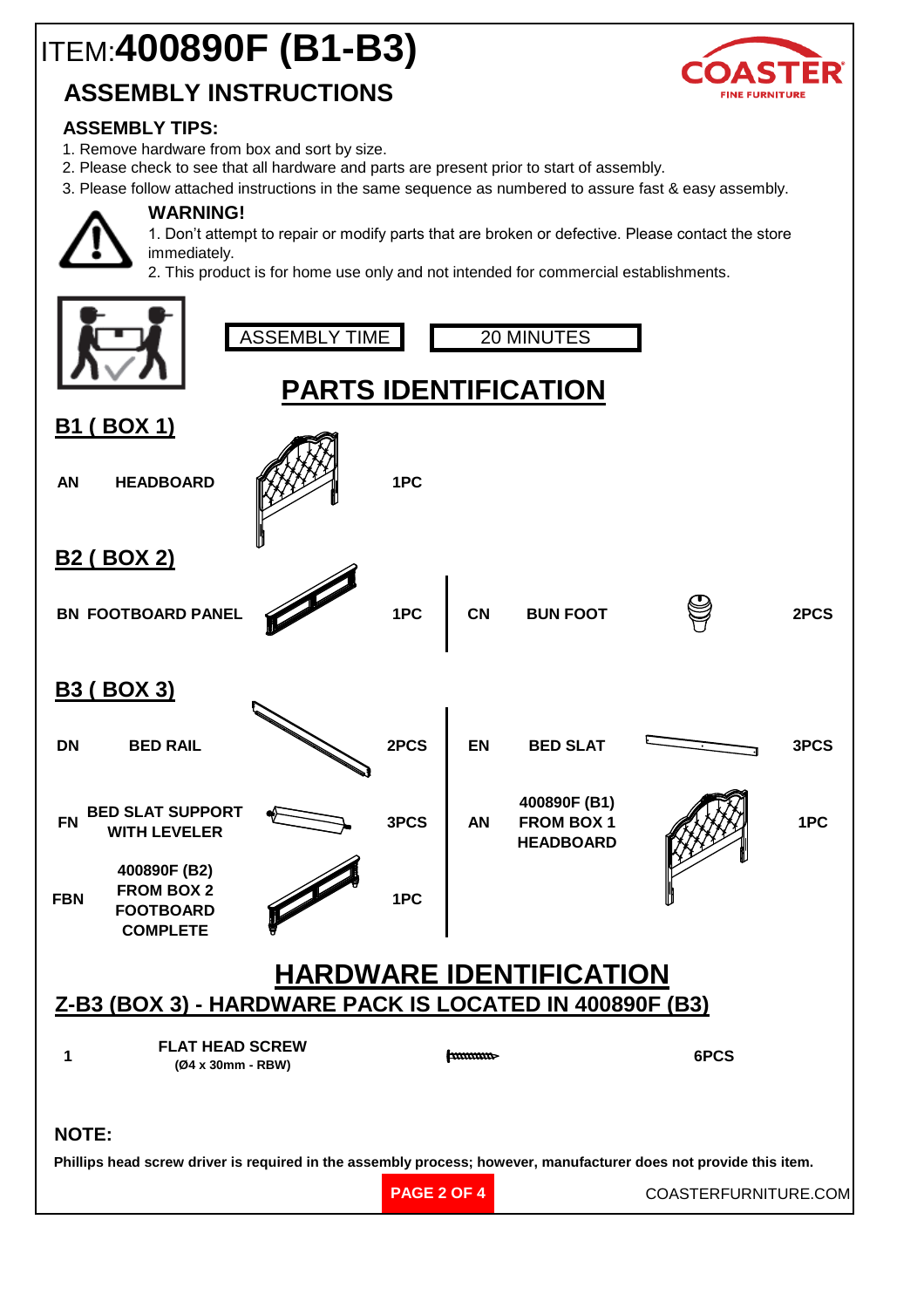# ITEM:400890F (B1-B3)

## ASSEMBLY INSTRUCTIONS

### ASSEMBLY TIPS:

1. Remove hardware from box and sort by size.
2. Please check to see that all hardware and parts are present prior to start of assembly.
3. Please follow attached instructions in the same sequence as numbered to assure fast & easy assembly.

### WARNING!

1. Don't attempt to repair or modify parts that are broken or defective. Please contact the store immediately.
2. This product is for home use only and not intended for commercial establishments.

| ASSEMBLY TIME | 20 MINUTES |
|---|---|

## PARTS IDENTIFICATION

### B1 ( BOX 1)

| | | |
|---|---|---|
| AN | HEADBOARD | 1PC |

### B2 ( BOX 2)

| | | | | | |
|---|---|---|---|---|---|
| BN | FOOTBOARD PANEL | 1PC | CN | BUN FOOT | 2PCS |

### B3 ( BOX 3)

| | | | | | |
|---|---|---|---|---|---|
| DN | BED RAIL | 2PCS | EN | BED SLAT | 3PCS |
| FN | BED SLAT SUPPORT WITH LEVELER | 3PCS | AN | 400890F (B1) FROM BOX 1 HEADBOARD | 1PC |
| FBN | 400890F (B2) FROM BOX 2 FOOTBOARD COMPLETE | 1PC | | | |

## HARDWARE IDENTIFICATION

### Z-B3 (BOX 3) - HARDWARE PACK IS LOCATED IN 400890F (B3)

| | | |
|---|---|---|
| 1 | FLAT HEAD SCREW (Ø4 x 30mm - RBW) | 6PCS |

**NOTE:**

**Phillips head screw driver is required in the assembly process; however, manufacturer does not provide this item.**

COASTERFURNITURE.COM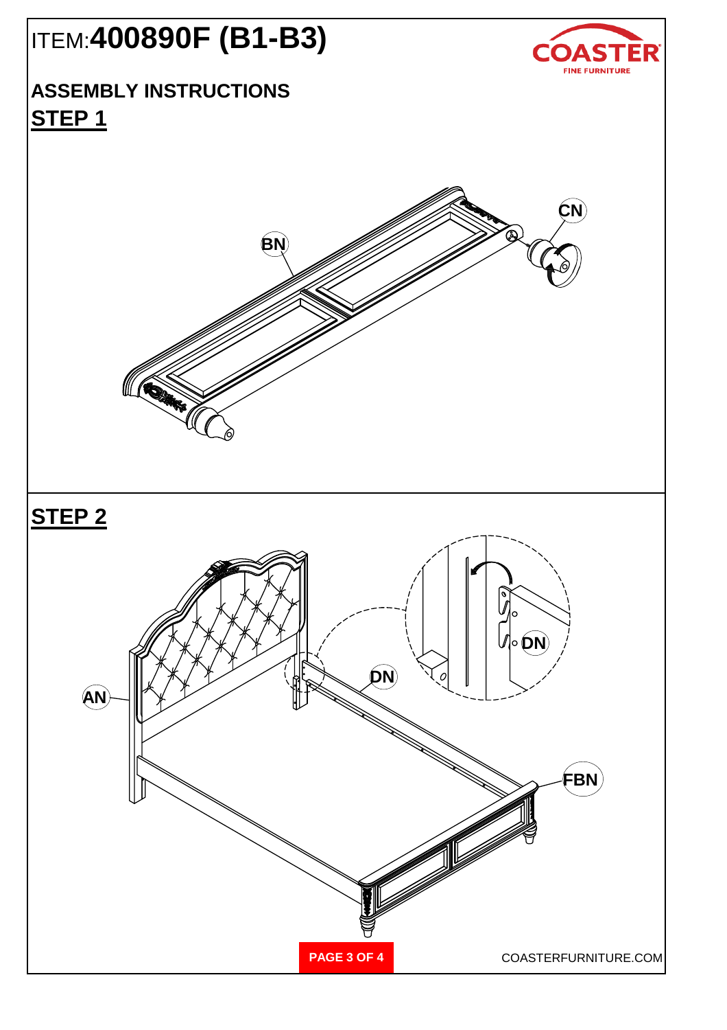# ITEM:**400890F (B1-B3)**

COASTER FINE FURNITURE

## ASSEMBLY INSTRUCTIONS

## STEP 1

BN

CN

## STEP 2

AN

DN

DN

FBN

COASTERFURNITURE.COM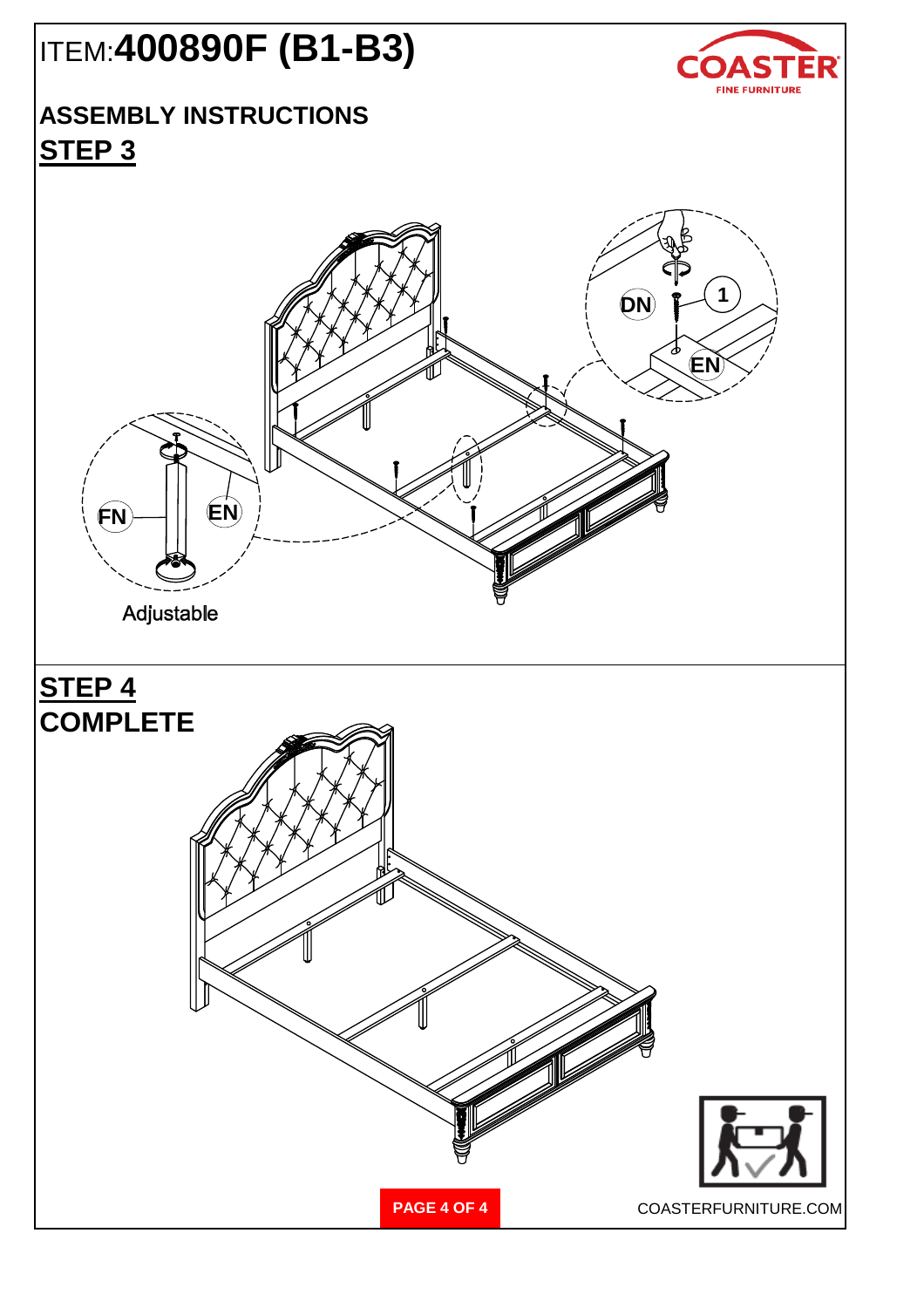ITEM:**400890F (B1-B3)**

## ASSEMBLY INSTRUCTIONS

## STEP 3

DN

1

EN

FN

EN

Adjustable

## STEP 4

## COMPLETE

COASTERFURNITURE.COM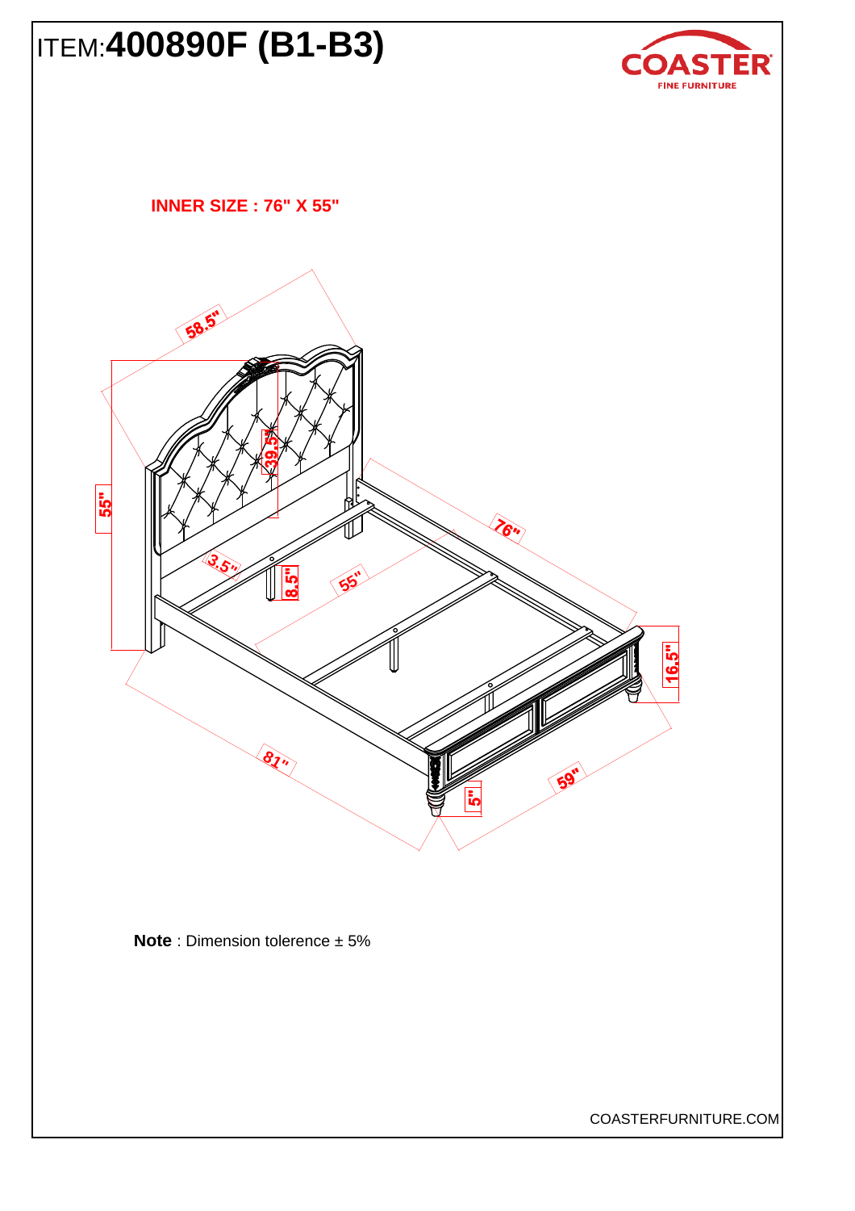# ITEM:**400890F (B1-B3)**

COASTER
FINE FURNITURE

**INNER SIZE : 76" X 55"**

58.5"

55"

39.5"

3.5"

8.5"

55"

76"

16.5"

81"

5"

59"

**Note** : Dimension tolerence ± 5%

COASTERFURNITURE.COM